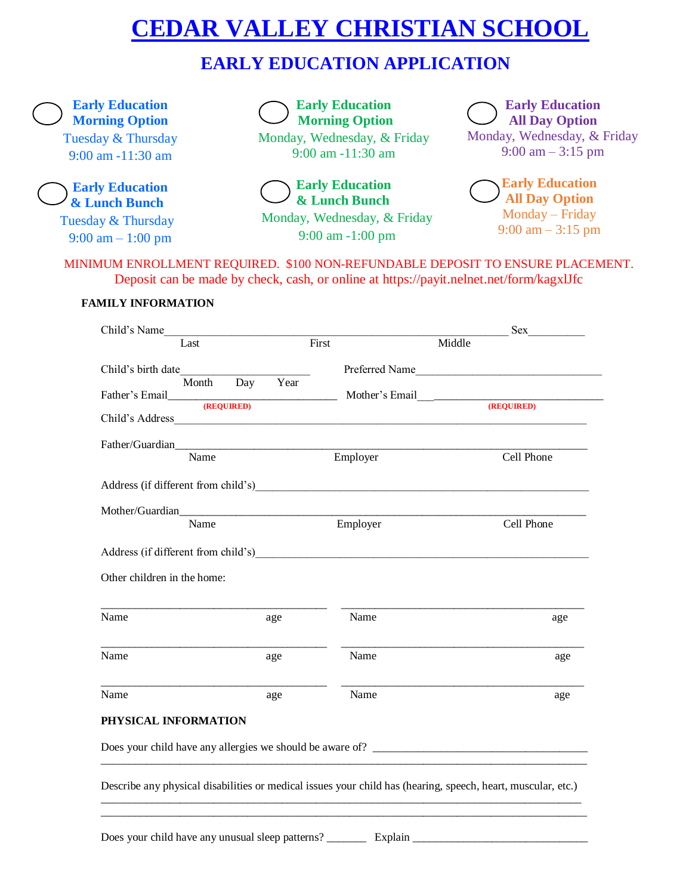# CEDAR VALLEY CHRISTIAN SCHOOL

## EARLY EDUCATION APPLICATION

◯ **Early Education Morning Option**
Tuesday & Thursday
9:00 am -11:30 am

◯ **Early Education Morning Option**
Monday, Wednesday, & Friday
9:00 am -11:30 am

◯ **Early Education All Day Option**
Monday, Wednesday, & Friday
9:00 am – 3:15 pm

◯ **Early Education & Lunch Bunch**
Tuesday & Thursday
9:00 am – 1:00 pm

◯ **Early Education & Lunch Bunch**
Monday, Wednesday, & Friday
9:00 am -1:00 pm

◯ **Early Education All Day Option**
Monday – Friday
9:00 am – 3:15 pm

MINIMUM ENROLLMENT REQUIRED. $100 NON-REFUNDABLE DEPOSIT TO ENSURE PLACEMENT.
Deposit can be made by check, cash, or online at https://payit.nelnet.net/form/kagxlJfc

**FAMILY INFORMATION**

Child's Name__________________________________________ Sex_________
Last                    First                    Middle

Child's birth date____________________ Preferred Name____________________________
Month   Day   Year

Father's Email__________________________ Mother's Email___________________________
**(REQUIRED)**                    **(REQUIRED)**

Child's Address__________________________________________________________________

Father/Guardian__________________________________________________________________
Name                    Employer                    Cell Phone

Address (if different from child's)_________________________________________________

Mother/Guardian_________________________________________________________________
Name                    Employer                    Cell Phone

Address (if different from child's)_________________________________________________

Other children in the home:

| Name | age | Name | age |
|---|---|---|---|
| | | | |
| | | | |
| | | | |

**PHYSICAL INFORMATION**

Does your child have any allergies we should be aware of? ______________________________
_______________________________________________________________________________

Describe any physical disabilities or medical issues your child has (hearing, speech, heart, muscular, etc.)
_______________________________________________________________________________
_______________________________________________________________________________

Does your child have any unusual sleep patterns? _______ Explain _______________________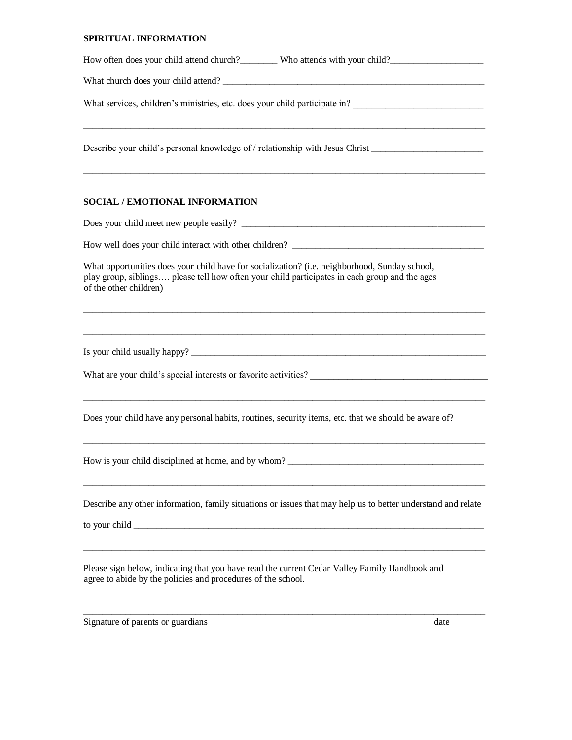**SPIRITUAL INFORMATION**

How often does your child attend church?________ Who attends with your child?____________________

What church does your child attend? ____________________________________________________________

What services, children's ministries, etc. does your child participate in? ____________________________

_____________________________________________________________________________________

Describe your child's personal knowledge of / relationship with Jesus Christ ________________________

_____________________________________________________________________________________

**SOCIAL / EMOTIONAL INFORMATION**

Does your child meet new people easily? _______________________________________________________

How well does your child interact with other children? __________________________________________

What opportunities does your child have for socialization? (i.e. neighborhood, Sunday school, play group, siblings…. please tell how often your child participates in each group and the ages of the other children)

_____________________________________________________________________________________

_____________________________________________________________________________________

Is your child usually happy? _____________________________________________________________

What are your child's special interests or favorite activities? ______________________________________

_____________________________________________________________________________________

Does your child have any personal habits, routines, security items, etc. that we should be aware of?

_____________________________________________________________________________________

How is your child disciplined at home, and by whom? ____________________________________________

_____________________________________________________________________________________

Describe any other information, family situations or issues that may help us to better understand and relate to your child ________________________________________________________________________

_____________________________________________________________________________________

Please sign below, indicating that you have read the current Cedar Valley Family Handbook and agree to abide by the policies and procedures of the school.

_____________________________________________________________________________________
Signature of parents or guardians date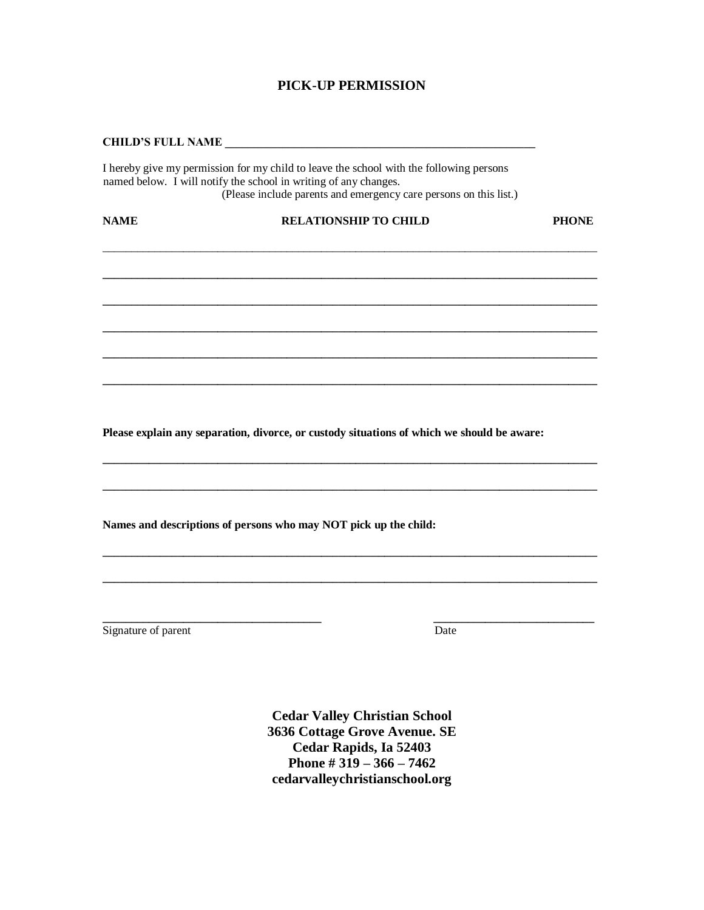# PICK-UP PERMISSION

**CHILD'S FULL NAME** ______________________________________________________

I hereby give my permission for my child to leave the school with the following persons named below. I will notify the school in writing of any changes.
(Please include parents and emergency care persons on this list.)

| NAME | RELATIONSHIP TO CHILD | PHONE |
|---|---|---|
| | | |
| | | |
| | | |
| | | |
| | | |
| | | |

**Please explain any separation, divorce, or custody situations of which we should be aware:**

_____________________________________________________________________________

_____________________________________________________________________________

**Names and descriptions of persons who may NOT pick up the child:**

_____________________________________________________________________________

_____________________________________________________________________________

______________________________________ ____________________________
Signature of parent Date

**Cedar Valley Christian School**
**3636 Cottage Grove Avenue. SE**
**Cedar Rapids, Ia 52403**
**Phone # 319 – 366 – 7462**
**cedarvalleychristianschool.org**